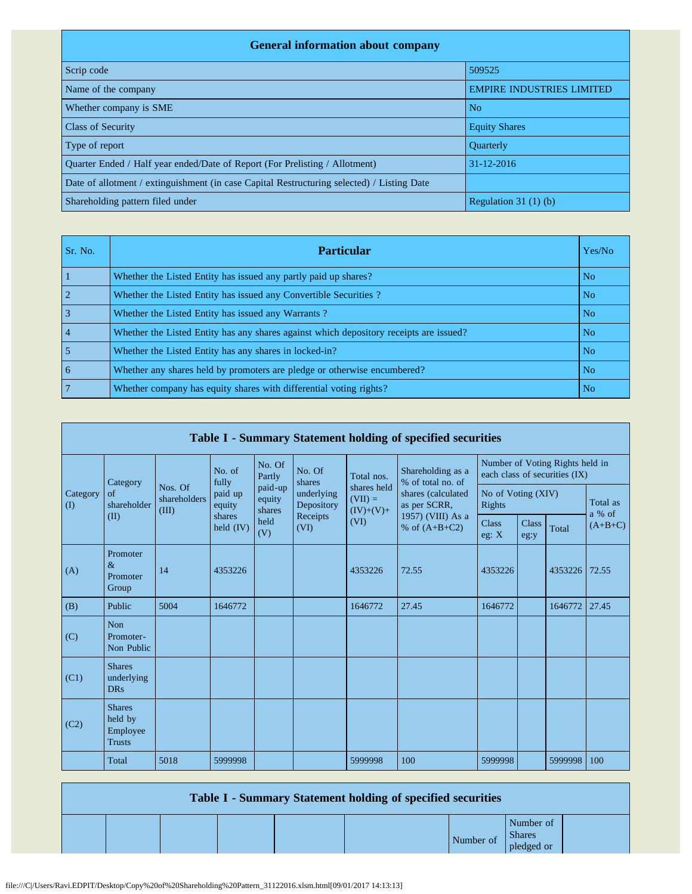| General information about company | |
|---|---|
| Scrip code | 509525 |
| Name of the company | EMPIRE INDUSTRIES LIMITED |
| Whether company is SME | No |
| Class of Security | Equity Shares |
| Type of report | Quarterly |
| Quarter Ended / Half year ended/Date of Report (For Prelisting / Allotment) | 31-12-2016 |
| Date of allotment / extinguishment (in case Capital Restructuring selected) / Listing Date | |
| Shareholding pattern filed under | Regulation 31 (1) (b) |

| Sr. No. | Particular | Yes/No |
|---|---|---|
| 1 | Whether the Listed Entity has issued any partly paid up shares? | No |
| 2 | Whether the Listed Entity has issued any Convertible Securities ? | No |
| 3 | Whether the Listed Entity has issued any Warrants ? | No |
| 4 | Whether the Listed Entity has any shares against which depository receipts are issued? | No |
| 5 | Whether the Listed Entity has any shares in locked-in? | No |
| 6 | Whether any shares held by promoters are pledge or otherwise encumbered? | No |
| 7 | Whether company has equity shares with differential voting rights? | No |

**Table I - Summary Statement holding of specified securities**

| Category (I) | Category of shareholder (II) | Nos. Of shareholders (III) | No. of fully paid up equity shares held (IV) | No. Of Partly paid-up equity shares held (V) | No. Of shares underlying Depository Receipts (VI) | Total nos. shares held (VII) = (IV)+(V)+ (VI) | Shareholding as a % of total no. of shares (calculated as per SCRR, 1957) (VIII) As a % of (A+B+C2) | Number of Voting Rights held in each class of securities (IX) | | | |
|---|---|---|---|---|---|---|---|---|---|---|---|
| | | | | | | | | No of Voting (XIV) Rights | | | Total as a % of (A+B+C) |
| | | | | | | | | Class eg: X | Class eg:y | Total | |
| (A) | Promoter & Promoter Group | 14 | 4353226 | | | 4353226 | 72.55 | 4353226 | | 4353226 | 72.55 |
| (B) | Public | 5004 | 1646772 | | | 1646772 | 27.45 | 1646772 | | 1646772 | 27.45 |
| (C) | Non Promoter- Non Public | | | | | | | | | | |
| (C1) | Shares underlying DRs | | | | | | | | | | |
| (C2) | Shares held by Employee Trusts | | | | | | | | | | |
| | Total | 5018 | 5999998 | | | 5999998 | 100 | 5999998 | | 5999998 | 100 |

**Table I - Summary Statement holding of specified securities**

| | | | | | | Number of | Number of Shares pledged or | |
|---|---|---|---|---|---|---|---|---|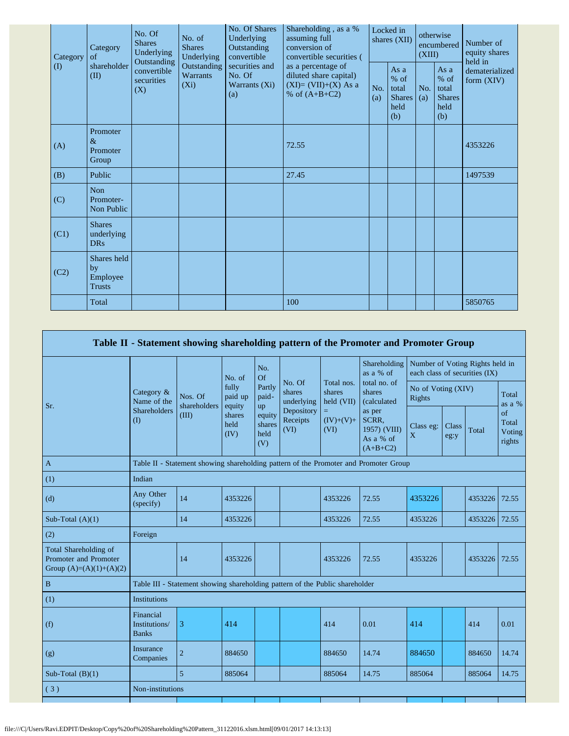| Category (I) | Category of shareholder (II) | No. Of Shares Underlying Outstanding convertible securities (X) | No. of Shares Underlying Outstanding Warrants (Xi) | No. Of Shares Underlying Outstanding convertible securities and No. Of Warrants (Xi) (a) | Shareholding , as a % assuming full conversion of convertible securities ( as a percentage of diluted share capital) (XI)= (VII)+(X) As a % of (A+B+C2) | Locked in shares (XII) | | otherwise encumbered (XIII) | | Number of equity shares held in dematerialized form (XIV) |
|---|---|---|---|---|---|---|---|---|---|---|
| | | | | | | No. (a) | As a % of total Shares held (b) | No. (a) | As a % of total Shares held (b) | |
| (A) | Promoter & Promoter Group | | | | 72.55 | | | | | 4353226 |
| (B) | Public | | | | 27.45 | | | | | 1497539 |
| (C) | Non Promoter- Non Public | | | | | | | | | |
| (C1) | Shares underlying DRs | | | | | | | | | |
| (C2) | Shares held by Employee Trusts | | | | | | | | | |
| | Total | | | | 100 | | | | | 5850765 |

## Table II - Statement showing shareholding pattern of the Promoter and Promoter Group

| Sr. | Category & Name of the Shareholders (I) | Nos. Of shareholders (III) | No. of fully paid up equity shares held (IV) | No. Of Partly paid-up equity shares held (V) | No. Of shares underlying Depository Receipts (VI) | Total nos. shares held (VII) = (IV)+(V)+ (VI) | Shareholding as a % of total no. of shares (calculated as per SCRR, 1957) (VIII) As a % of (A+B+C2) | Number of Voting Rights held in each class of securities (IX) | | | |
|---|---|---|---|---|---|---|---|---|---|---|---|
| | | | | | | | | No of Voting (XIV) Rights | | | Total as a % of Total Voting rights |
| | | | | | | | | Class eg: X | Class eg:y | Total | |
| A | Table II - Statement showing shareholding pattern of the Promoter and Promoter Group | | | | | | | | | | |
| (1) | Indian | | | | | | | | | | |
| (d) | Any Other (specify) | 14 | 4353226 | | | 4353226 | 72.55 | 4353226 | | 4353226 | 72.55 |
| Sub-Total (A)(1) | | 14 | 4353226 | | | 4353226 | 72.55 | 4353226 | | 4353226 | 72.55 |
| (2) | Foreign | | | | | | | | | | |
| Total Shareholding of Promoter and Promoter Group (A)=(A)(1)+(A)(2) | | 14 | 4353226 | | | 4353226 | 72.55 | 4353226 | | 4353226 | 72.55 |
| B | Table III - Statement showing shareholding pattern of the Public shareholder | | | | | | | | | | |
| (1) | Institutions | | | | | | | | | | |
| (f) | Financial Institutions/ Banks | 3 | 414 | | | 414 | 0.01 | 414 | | 414 | 0.01 |
| (g) | Insurance Companies | 2 | 884650 | | | 884650 | 14.74 | 884650 | | 884650 | 14.74 |
| Sub-Total (B)(1) | | 5 | 885064 | | | 885064 | 14.75 | 885064 | | 885064 | 14.75 |
| (3) | Non-institutions | | | | | | | | | | |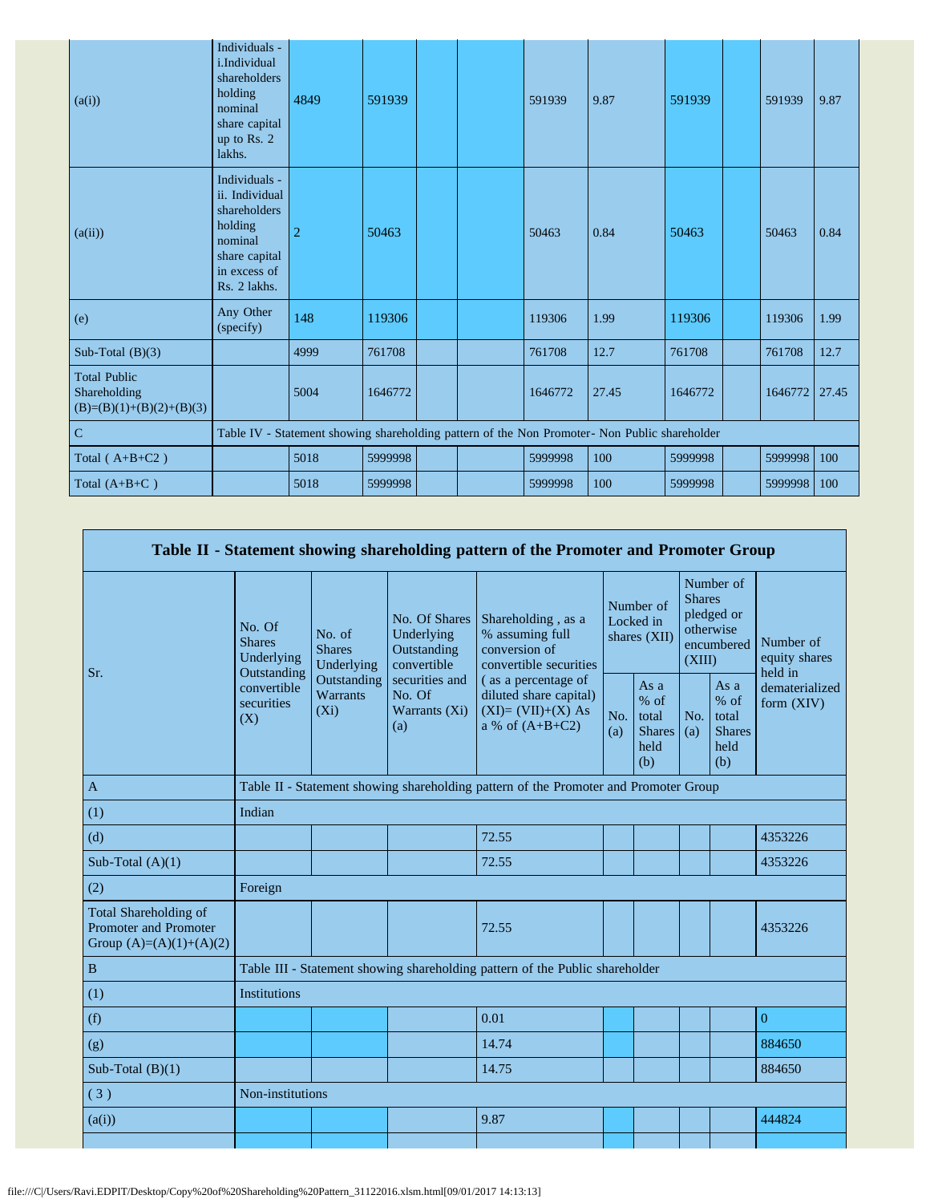| | | | | | | | | | | | |
|---|---|---|---|---|---|---|---|---|---|---|---|
| (a(i)) | Individuals - i.Individual shareholders holding nominal share capital up to Rs. 2 lakhs. | 4849 | 591939 | | | 591939 | 9.87 | 591939 | | 591939 | 9.87 |
| (a(ii)) | Individuals - ii. Individual shareholders holding nominal share capital in excess of Rs. 2 lakhs. | 2 | 50463 | | | 50463 | 0.84 | 50463 | | 50463 | 0.84 |
| (e) | Any Other (specify) | 148 | 119306 | | | 119306 | 1.99 | 119306 | | 119306 | 1.99 |
| Sub-Total (B)(3) | | 4999 | 761708 | | | 761708 | 12.7 | 761708 | | 761708 | 12.7 |
| Total Public Shareholding (B)=(B)(1)+(B)(2)+(B)(3) | | 5004 | 1646772 | | | 1646772 | 27.45 | 1646772 | | 1646772 | 27.45 |
| C | Table IV - Statement showing shareholding pattern of the Non Promoter- Non Public shareholder | | | | | | | | | | |
| Total ( A+B+C2 ) | | 5018 | 5999998 | | | 5999998 | 100 | 5999998 | | 5999998 | 100 |
| Total (A+B+C ) | | 5018 | 5999998 | | | 5999998 | 100 | 5999998 | | 5999998 | 100 |

## Table II - Statement showing shareholding pattern of the Promoter and Promoter Group

| Sr. | No. Of Shares Underlying Outstanding convertible securities (X) | No. of Shares Underlying Outstanding Warrants (Xi) | No. Of Shares Underlying Outstanding convertible securities and No. Of Warrants (Xi) (a) | Shareholding , as a % assuming full conversion of convertible securities ( as a percentage of diluted share capital) (XI)= (VII)+(X) As a % of (A+B+C2) | Number of Locked in shares (XII) | | Number of Shares pledged or otherwise encumbered (XIII) | | Number of equity shares held in dematerialized form (XIV) |
|---|---|---|---|---|---|---|---|---|---|
| | | | | | No. (a) | As a % of total Shares held (b) | No. (a) | As a % of total Shares held (b) | |
| A | Table II - Statement showing shareholding pattern of the Promoter and Promoter Group | | | | | | | | |
| (1) | Indian | | | | | | | | |
| (d) | | | | 72.55 | | | | | 4353226 |
| Sub-Total (A)(1) | | | | 72.55 | | | | | 4353226 |
| (2) | Foreign | | | | | | | | |
| Total Shareholding of Promoter and Promoter Group (A)=(A)(1)+(A)(2) | | | | 72.55 | | | | | 4353226 |
| B | Table III - Statement showing shareholding pattern of the Public shareholder | | | | | | | | |
| (1) | Institutions | | | | | | | | |
| (f) | | | | 0.01 | | | | | 0 |
| (g) | | | | 14.74 | | | | | 884650 |
| Sub-Total (B)(1) | | | | 14.75 | | | | | 884650 |
| ( 3 ) | Non-institutions | | | | | | | | |
| (a(i)) | | | | 9.87 | | | | | 444824 |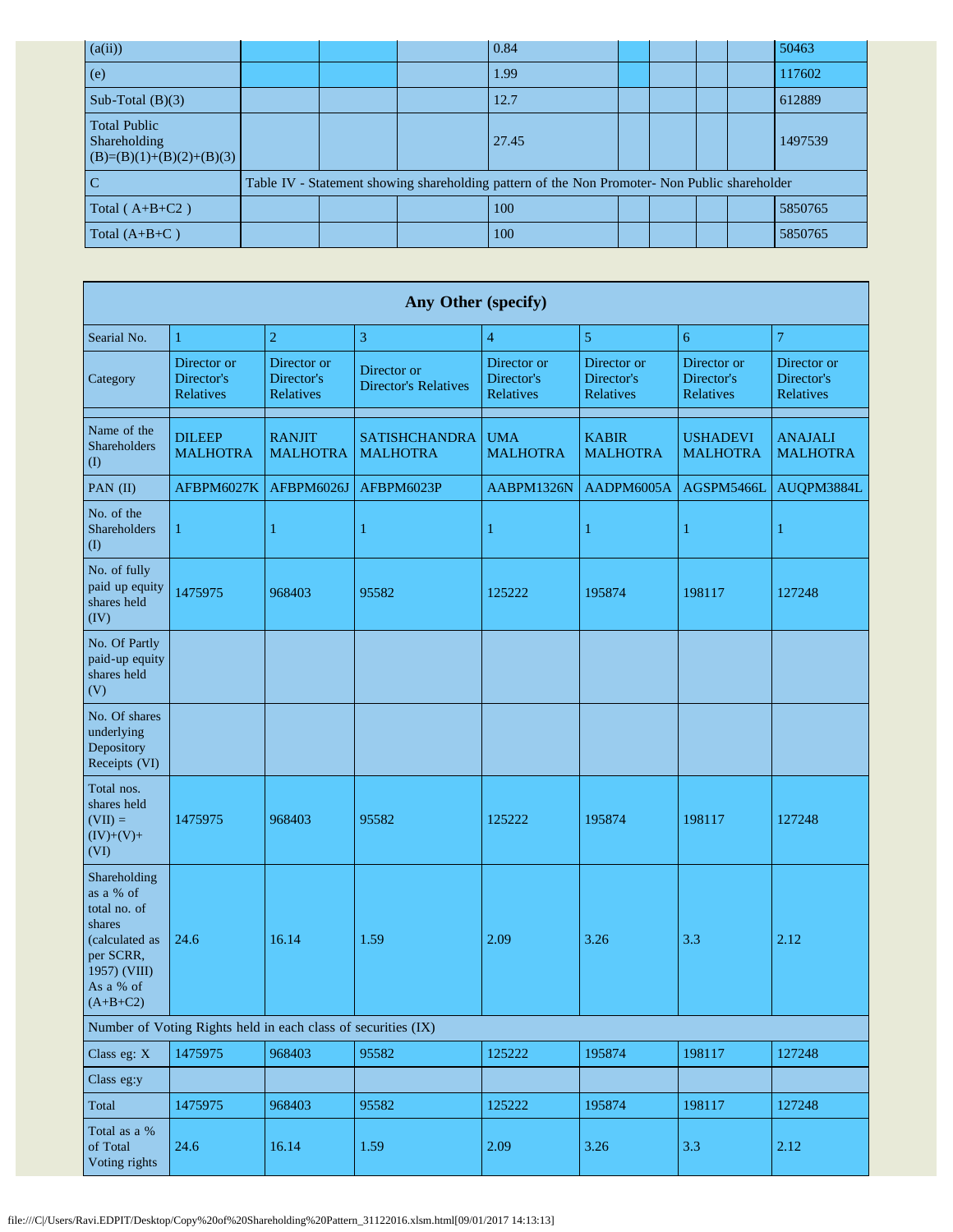| (a(ii)) | | | | 0.84 | | | | | 50463 |
|---|---|---|---|---|---|---|---|---|---|
| (e) | | | | 1.99 | | | | | 117602 |
| Sub-Total (B)(3) | | | | 12.7 | | | | | 612889 |
| Total Public Shareholding (B)=(B)(1)+(B)(2)+(B)(3) | | | | 27.45 | | | | | 1497539 |
| C | Table IV - Statement showing shareholding pattern of the Non Promoter- Non Public shareholder | | | | | | | | |
| Total ( A+B+C2 ) | | | | 100 | | | | | 5850765 |
| Total (A+B+C ) | | | | 100 | | | | | 5850765 |

| Any Other (specify) | | | | | | | |
|---|---|---|---|---|---|---|---|
| Searial No. | 1 | 2 | 3 | 4 | 5 | 6 | 7 |
| Category | Director or Director's Relatives | Director or Director's Relatives | Director or Director's Relatives | Director or Director's Relatives | Director or Director's Relatives | Director or Director's Relatives | Director or Director's Relatives |
| | | | | | | | |
| Name of the Shareholders (I) | DILEEP MALHOTRA | RANJIT MALHOTRA | SATISHCHANDRA MALHOTRA | UMA MALHOTRA | KABIR MALHOTRA | USHADEVI MALHOTRA | ANAJALI MALHOTRA |
| PAN (II) | AFBPM6027K | AFBPM6026J | AFBPM6023P | AABPM1326N | AADPM6005A | AGSPM5466L | AUQPM3884L |
| No. of the Shareholders (I) | 1 | 1 | 1 | 1 | 1 | 1 | 1 |
| No. of fully paid up equity shares held (IV) | 1475975 | 968403 | 95582 | 125222 | 195874 | 198117 | 127248 |
| No. Of Partly paid-up equity shares held (V) | | | | | | | |
| No. Of shares underlying Depository Receipts (VI) | | | | | | | |
| Total nos. shares held (VII) = (IV)+(V)+ (VI) | 1475975 | 968403 | 95582 | 125222 | 195874 | 198117 | 127248 |
| Shareholding as a % of total no. of shares (calculated as per SCRR, 1957) (VIII) As a % of (A+B+C2) | 24.6 | 16.14 | 1.59 | 2.09 | 3.26 | 3.3 | 2.12 |
| Number of Voting Rights held in each class of securities (IX) | | | | | | | |
| Class eg: X | 1475975 | 968403 | 95582 | 125222 | 195874 | 198117 | 127248 |
| Class eg:y | | | | | | | |
| Total | 1475975 | 968403 | 95582 | 125222 | 195874 | 198117 | 127248 |
| Total as a % of Total Voting rights | 24.6 | 16.14 | 1.59 | 2.09 | 3.26 | 3.3 | 2.12 |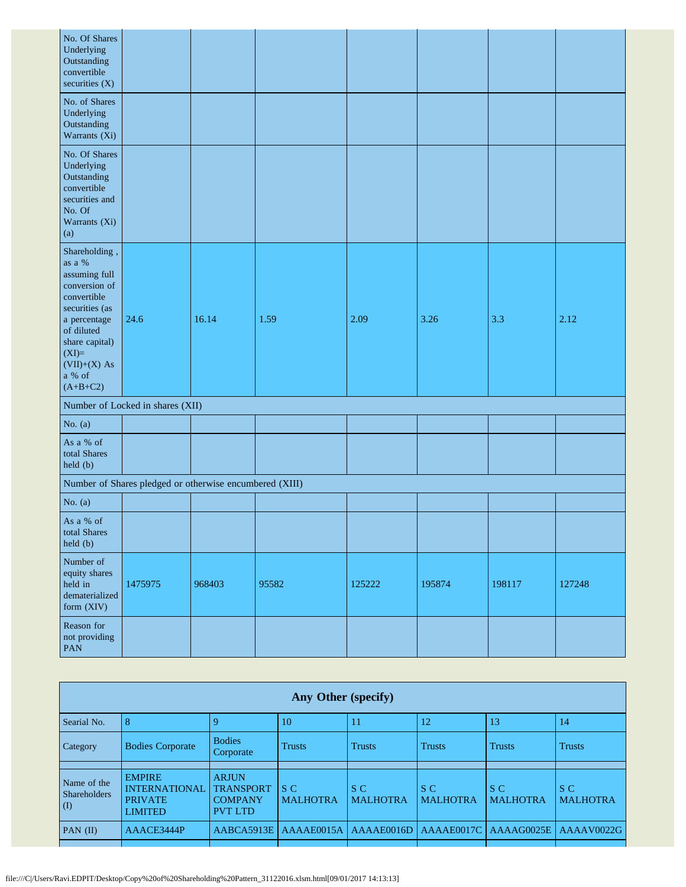| | | | | | | | |
|---|---|---|---|---|---|---|---|
| No. Of Shares Underlying Outstanding convertible securities (X) | | | | | | | |
| No. of Shares Underlying Outstanding Warrants (Xi) | | | | | | | |
| No. Of Shares Underlying Outstanding convertible securities and No. Of Warrants (Xi) (a) | | | | | | | |
| Shareholding , as a % assuming full conversion of convertible securities (as a percentage of diluted share capital) (XI)= (VII)+(X) As a % of (A+B+C2) | 24.6 | 16.14 | 1.59 | 2.09 | 3.26 | 3.3 | 2.12 |
| Number of Locked in shares (XII) | | | | | | | |
| No. (a) | | | | | | | |
| As a % of total Shares held (b) | | | | | | | |
| Number of Shares pledged or otherwise encumbered (XIII) | | | | | | | |
| No. (a) | | | | | | | |
| As a % of total Shares held (b) | | | | | | | |
| Number of equity shares held in dematerialized form (XIV) | 1475975 | 968403 | 95582 | 125222 | 195874 | 198117 | 127248 |
| Reason for not providing PAN | | | | | | | |

| Any Other (specify) | | | | | | | |
|---|---|---|---|---|---|---|---|
| Searial No. | 8 | 9 | 10 | 11 | 12 | 13 | 14 |
| Category | Bodies Corporate | Bodies Corporate | Trusts | Trusts | Trusts | Trusts | Trusts |
| | | | | | | | |
| Name of the Shareholders (I) | EMPIRE INTERNATIONAL PRIVATE LIMITED | ARJUN TRANSPORT COMPANY PVT LTD | S C MALHOTRA | S C MALHOTRA | S C MALHOTRA | S C MALHOTRA | S C MALHOTRA |
| PAN (II) | AAACE3444P | AABCA5913E | AAAAE0015A | AAAAE0016D | AAAAE0017C | AAAAG0025E | AAAAV0022G |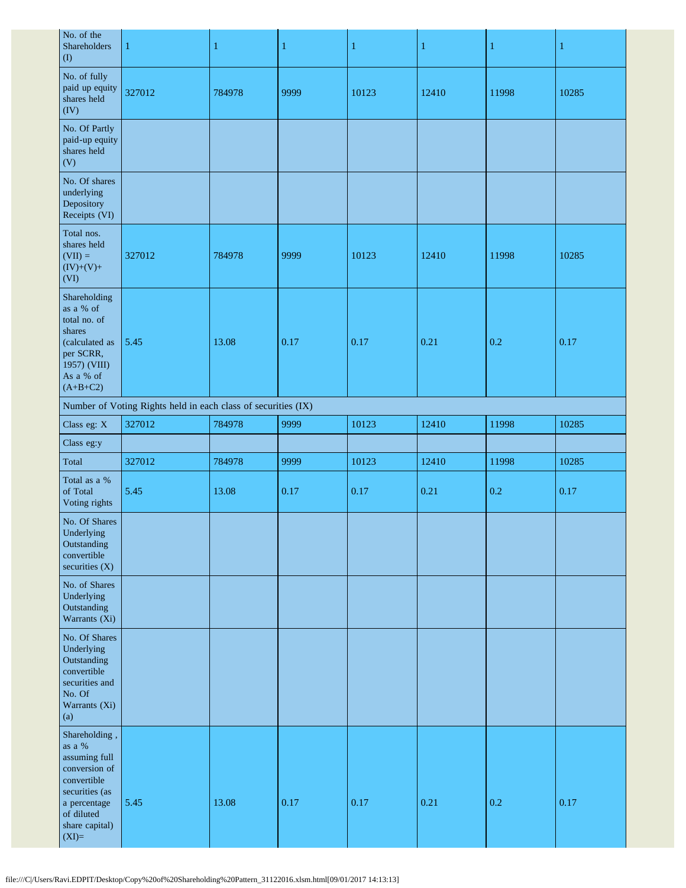| No. of the Shareholders (I) | 1 | 1 | 1 | 1 | 1 | 1 | 1 |
|---|---|---|---|---|---|---|---|
| No. of fully paid up equity shares held (IV) | 327012 | 784978 | 9999 | 10123 | 12410 | 11998 | 10285 |
| No. Of Partly paid-up equity shares held (V) | | | | | | | |
| No. Of shares underlying Depository Receipts (VI) | | | | | | | |
| Total nos. shares held (VII) = (IV)+(V)+ (VI) | 327012 | 784978 | 9999 | 10123 | 12410 | 11998 | 10285 |
| Shareholding as a % of total no. of shares (calculated as per SCRR, 1957) (VIII) As a % of (A+B+C2) | 5.45 | 13.08 | 0.17 | 0.17 | 0.21 | 0.2 | 0.17 |
| Number of Voting Rights held in each class of securities (IX) | | | | | | | |
| Class eg: X | 327012 | 784978 | 9999 | 10123 | 12410 | 11998 | 10285 |
| Class eg:y | | | | | | | |
| Total | 327012 | 784978 | 9999 | 10123 | 12410 | 11998 | 10285 |
| Total as a % of Total Voting rights | 5.45 | 13.08 | 0.17 | 0.17 | 0.21 | 0.2 | 0.17 |
| No. Of Shares Underlying Outstanding convertible securities (X) | | | | | | | |
| No. of Shares Underlying Outstanding Warrants (Xi) | | | | | | | |
| No. Of Shares Underlying Outstanding convertible securities and No. Of Warrants (Xi) (a) | | | | | | | |
| Shareholding , as a % assuming full conversion of convertible securities (as a percentage of diluted share capital) (XI)= | 5.45 | 13.08 | 0.17 | 0.17 | 0.21 | 0.2 | 0.17 |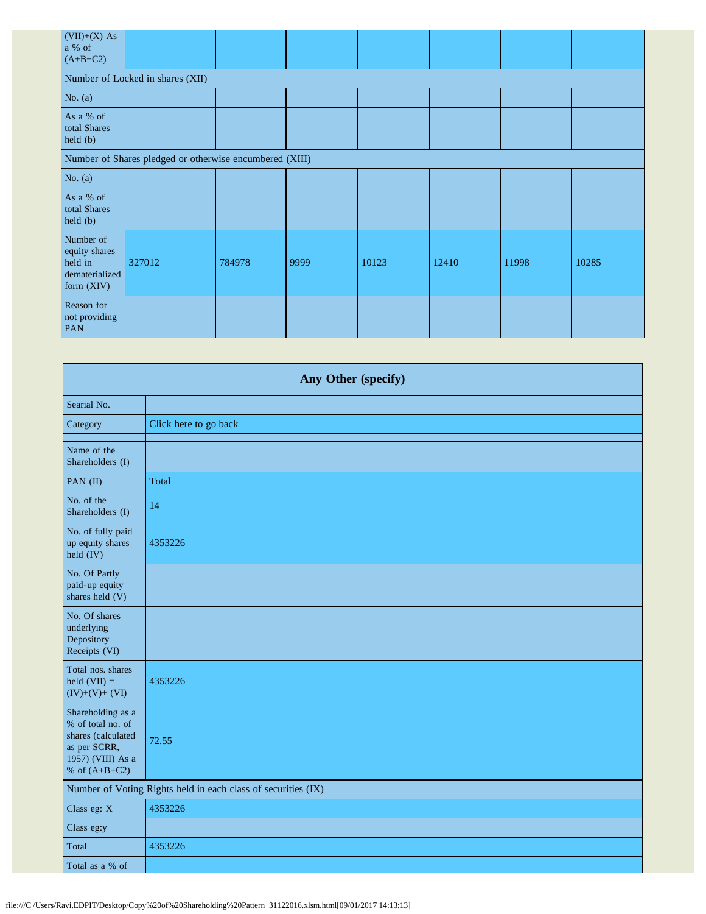| (VII)+(X) As a % of (A+B+C2) | | | | | | | |
|---|---|---|---|---|---|---|---|
| Number of Locked in shares (XII) | | | | | | | |
| No. (a) | | | | | | | |
| As a % of total Shares held (b) | | | | | | | |
| Number of Shares pledged or otherwise encumbered (XIII) | | | | | | | |
| No. (a) | | | | | | | |
| As a % of total Shares held (b) | | | | | | | |
| Number of equity shares held in dematerialized form (XIV) | 327012 | 784978 | 9999 | 10123 | 12410 | 11998 | 10285 |
| Reason for not providing PAN | | | | | | | |

| Any Other (specify) | |
|---|---|
| Searial No. | |
| Category | Click here to go back |
| | |
| Name of the Shareholders (I) | |
| PAN (II) | Total |
| No. of the Shareholders (I) | 14 |
| No. of fully paid up equity shares held (IV) | 4353226 |
| No. Of Partly paid-up equity shares held (V) | |
| No. Of shares underlying Depository Receipts (VI) | |
| Total nos. shares held (VII) = (IV)+(V)+ (VI) | 4353226 |
| Shareholding as a % of total no. of shares (calculated as per SCRR, 1957) (VIII) As a % of (A+B+C2) | 72.55 |
| Number of Voting Rights held in each class of securities (IX) | |
| Class eg: X | 4353226 |
| Class eg:y | |
| Total | 4353226 |
| Total as a % of | |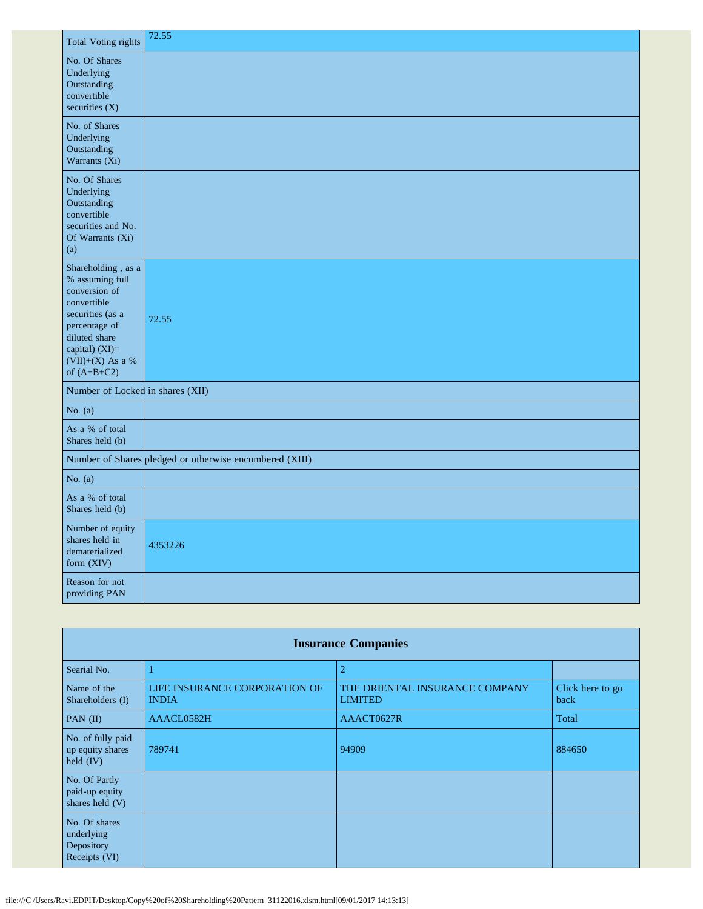| | |
|---|---|
| Total Voting rights | 72.55 |
| No. Of Shares Underlying Outstanding convertible securities (X) | |
| No. of Shares Underlying Outstanding Warrants (Xi) | |
| No. Of Shares Underlying Outstanding convertible securities and No. Of Warrants (Xi) (a) | |
| Shareholding , as a % assuming full conversion of convertible securities (as a percentage of diluted share capital) (XI)= (VII)+(X) As a % of (A+B+C2) | 72.55 |
| Number of Locked in shares (XII) | |
| No. (a) | |
| As a % of total Shares held (b) | |
| Number of Shares pledged or otherwise encumbered (XIII) | |
| No. (a) | |
| As a % of total Shares held (b) | |
| Number of equity shares held in dematerialized form (XIV) | 4353226 |
| Reason for not providing PAN | |

| Insurance Companies | | | |
|---|---|---|---|
| Searial No. | 1 | 2 | |
| Name of the Shareholders (I) | LIFE INSURANCE CORPORATION OF INDIA | THE ORIENTAL INSURANCE COMPANY LIMITED | Click here to go back |
| PAN (II) | AAACL0582H | AAACT0627R | Total |
| No. of fully paid up equity shares held (IV) | 789741 | 94909 | 884650 |
| No. Of Partly paid-up equity shares held (V) | | | |
| No. Of shares underlying Depository Receipts (VI) | | | |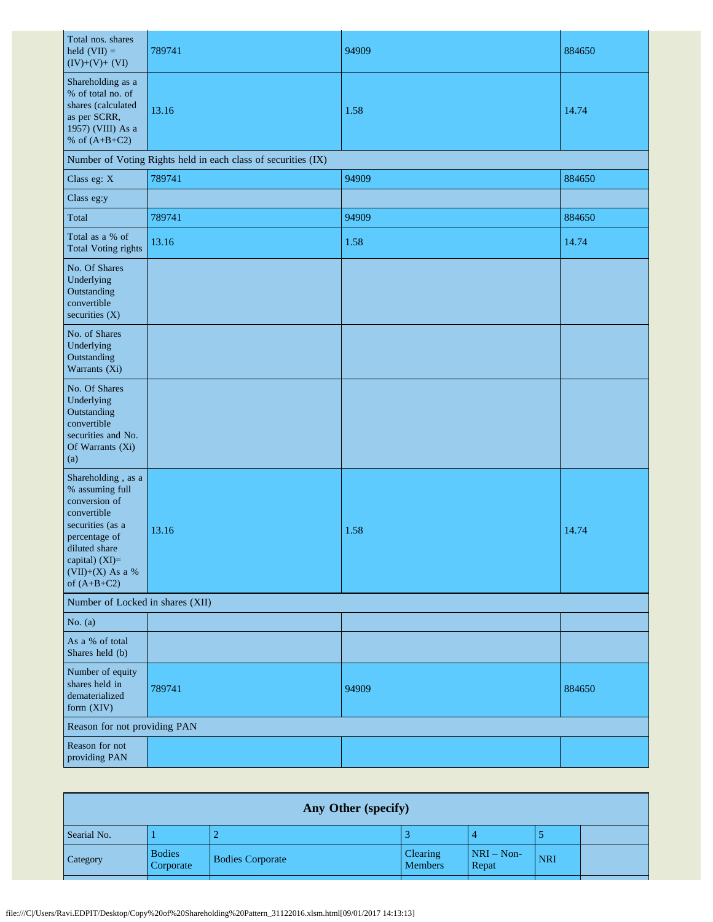| Total nos. shares held (VII) = (IV)+(V)+ (VI) | 789741 | 94909 | 884650 |
|---|---|---|---|
| Shareholding as a % of total no. of shares (calculated as per SCRR, 1957) (VIII) As a % of (A+B+C2) | 13.16 | 1.58 | 14.74 |
| Number of Voting Rights held in each class of securities (IX) | | | |
| Class eg: X | 789741 | 94909 | 884650 |
| Class eg:y | | | |
| Total | 789741 | 94909 | 884650 |
| Total as a % of Total Voting rights | 13.16 | 1.58 | 14.74 |
| No. Of Shares Underlying Outstanding convertible securities (X) | | | |
| No. of Shares Underlying Outstanding Warrants (Xi) | | | |
| No. Of Shares Underlying Outstanding convertible securities and No. Of Warrants (Xi) (a) | | | |
| Shareholding , as a % assuming full conversion of convertible securities (as a percentage of diluted share capital) (XI)= (VII)+(X) As a % of (A+B+C2) | 13.16 | 1.58 | 14.74 |
| Number of Locked in shares (XII) | | | |
| No. (a) | | | |
| As a % of total Shares held (b) | | | |
| Number of equity shares held in dematerialized form (XIV) | 789741 | 94909 | 884650 |
| Reason for not providing PAN | | | |
| Reason for not providing PAN | | | |

| Any Other (specify) | | | | | | |
|---|---|---|---|---|---|---|
| Searial No. | 1 | 2 | 3 | 4 | 5 | |
| Category | Bodies Corporate | Bodies Corporate | Clearing Members | NRI – Non-Repat | NRI | |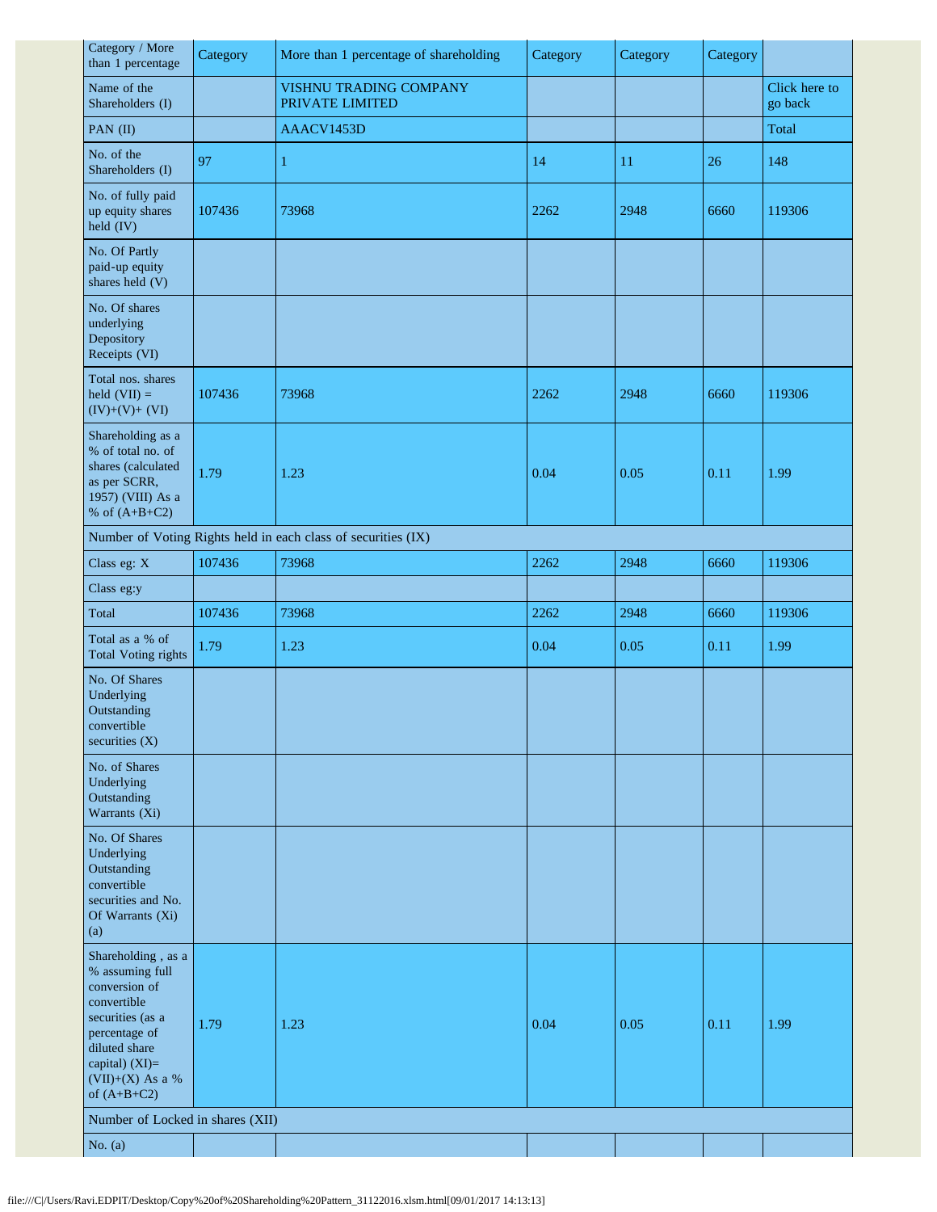| Category / More than 1 percentage | Category | More than 1 percentage of shareholding | Category | Category | Category | |
|---|---|---|---|---|---|---|
| Name of the Shareholders (I) | | VISHNU TRADING COMPANY PRIVATE LIMITED | | | | Click here to go back |
| PAN (II) | | AAACV1453D | | | | Total |
| No. of the Shareholders (I) | 97 | 1 | 14 | 11 | 26 | 148 |
| No. of fully paid up equity shares held (IV) | 107436 | 73968 | 2262 | 2948 | 6660 | 119306 |
| No. Of Partly paid-up equity shares held (V) | | | | | | |
| No. Of shares underlying Depository Receipts (VI) | | | | | | |
| Total nos. shares held (VII) = (IV)+(V)+ (VI) | 107436 | 73968 | 2262 | 2948 | 6660 | 119306 |
| Shareholding as a % of total no. of shares (calculated as per SCRR, 1957) (VIII) As a % of (A+B+C2) | 1.79 | 1.23 | 0.04 | 0.05 | 0.11 | 1.99 |
| Number of Voting Rights held in each class of securities (IX) | | | | | | |
| Class eg: X | 107436 | 73968 | 2262 | 2948 | 6660 | 119306 |
| Class eg:y | | | | | | |
| Total | 107436 | 73968 | 2262 | 2948 | 6660 | 119306 |
| Total as a % of Total Voting rights | 1.79 | 1.23 | 0.04 | 0.05 | 0.11 | 1.99 |
| No. Of Shares Underlying Outstanding convertible securities (X) | | | | | | |
| No. of Shares Underlying Outstanding Warrants (Xi) | | | | | | |
| No. Of Shares Underlying Outstanding convertible securities and No. Of Warrants (Xi) (a) | | | | | | |
| Shareholding , as a % assuming full conversion of convertible securities (as a percentage of diluted share capital) (XI)= (VII)+(X) As a % of (A+B+C2) | 1.79 | 1.23 | 0.04 | 0.05 | 0.11 | 1.99 |
| Number of Locked in shares (XII) | | | | | | |
| No. (a) | | | | | | |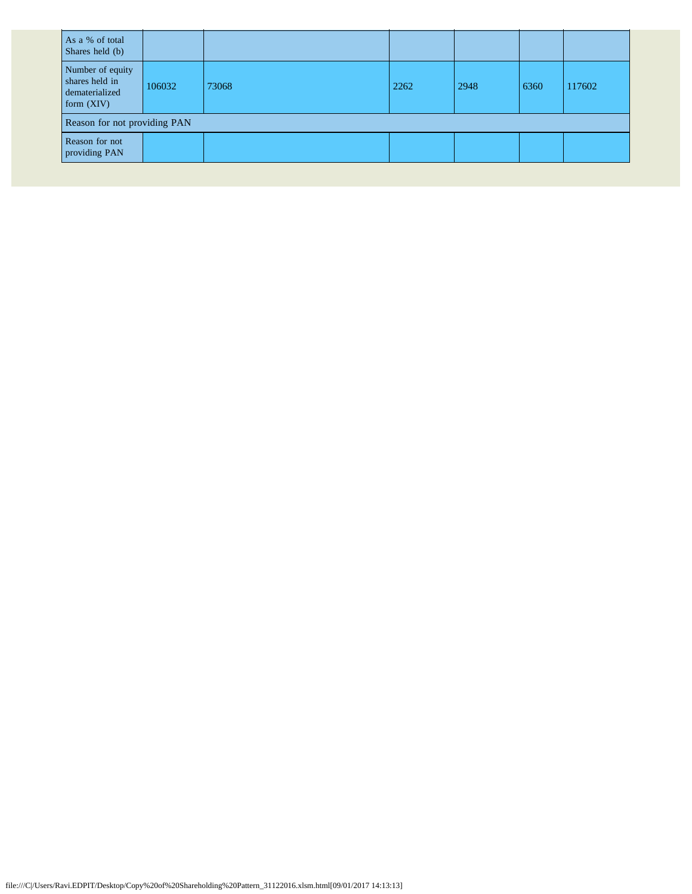| | | | | | | |
|---|---|---|---|---|---|---|
| As a % of total Shares held (b) | | | | | | |
| Number of equity shares held in dematerialized form (XIV) | 106032 | 73068 | 2262 | 2948 | 6360 | 117602 |
| Reason for not providing PAN | | | | | | |
| Reason for not providing PAN | | | | | | |